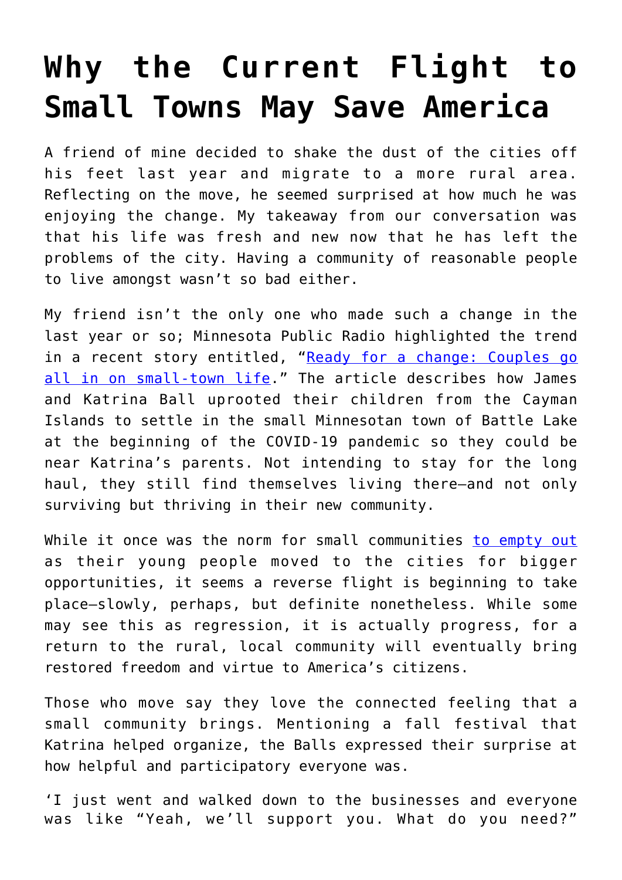# Why the Current Flight to Small Towns May Save America

A friend of mine decided to shake the dust of the cities off his feet last year and migrate to a more rural area. Reflecting on the move, he seemed surprised at how much he was enjoying the change. My takeaway from our conversation was that his life was fresh and new now that he has left the problems of the city. Having a community of reasonable people to live amongst wasn't so bad either.

My friend isn't the only one who made such a change in the last year or so; Minnesota Public Radio highlighted the trend in a recent story entitled, "[Ready for a change: Couples go all in on small-town life](#)." The article describes how James and Katrina Ball uprooted their children from the Cayman Islands to settle in the small Minnesotan town of Battle Lake at the beginning of the COVID-19 pandemic so they could be near Katrina's parents. Not intending to stay for the long haul, they still find themselves living there—and not only surviving but thriving in their new community.

While it once was the norm for small communities [to empty out](#) as their young people moved to the cities for bigger opportunities, it seems a reverse flight is beginning to take place—slowly, perhaps, but definite nonetheless. While some may see this as regression, it is actually progress, for a return to the rural, local community will eventually bring restored freedom and virtue to America's citizens.

Those who move say they love the connected feeling that a small community brings. Mentioning a fall festival that Katrina helped organize, the Balls expressed their surprise at how helpful and participatory everyone was.

'I just went and walked down to the businesses and everyone was like "Yeah, we'll support you. What do you need?"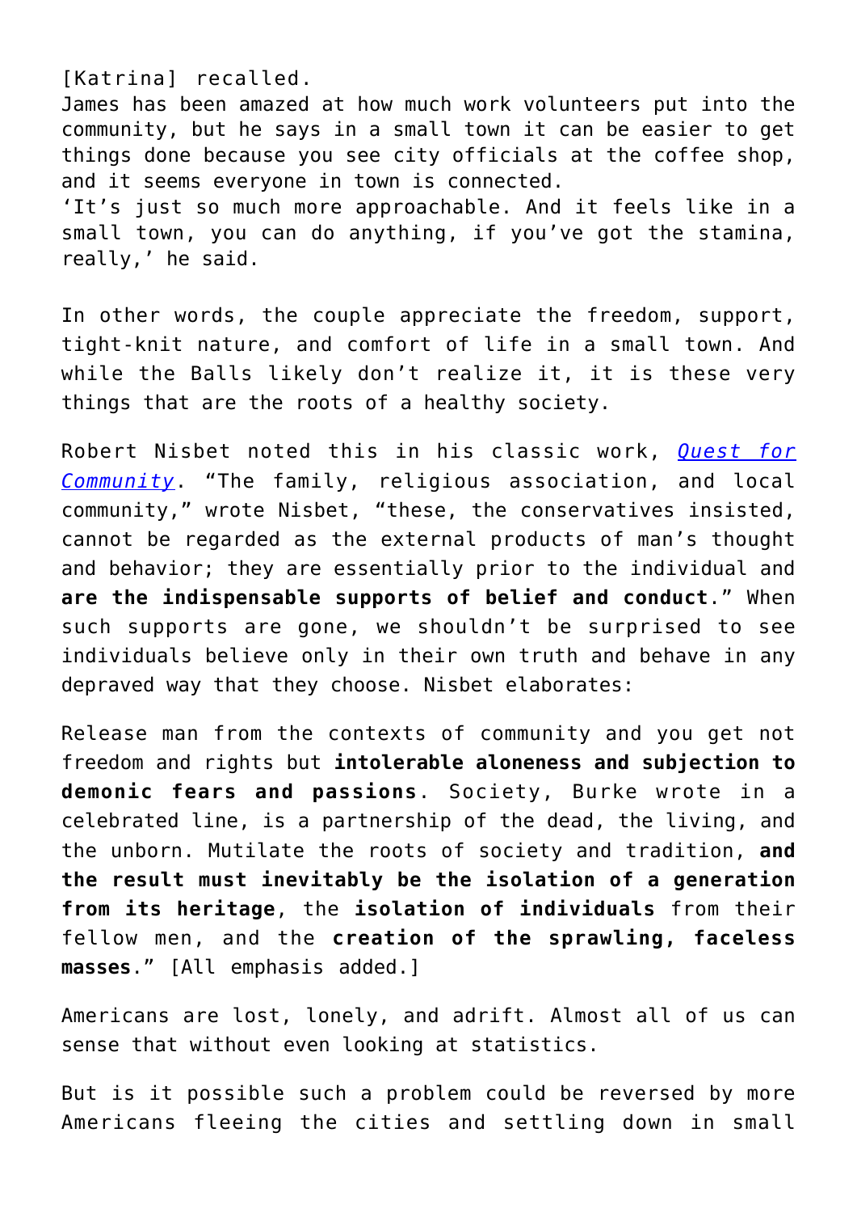[Katrina] recalled.
James has been amazed at how much work volunteers put into the community, but he says in a small town it can be easier to get things done because you see city officials at the coffee shop, and it seems everyone in town is connected.
'It's just so much more approachable. And it feels like in a small town, you can do anything, if you've got the stamina, really,' he said.

In other words, the couple appreciate the freedom, support, tight-knit nature, and comfort of life in a small town. And while the Balls likely don't realize it, it is these very things that are the roots of a healthy society.

Robert Nisbet noted this in his classic work, *Quest for Community*. "The family, religious association, and local community," wrote Nisbet, "these, the conservatives insisted, cannot be regarded as the external products of man's thought and behavior; they are essentially prior to the individual and **are the indispensable supports of belief and conduct**." When such supports are gone, we shouldn't be surprised to see individuals believe only in their own truth and behave in any depraved way that they choose. Nisbet elaborates:

Release man from the contexts of community and you get not freedom and rights but **intolerable aloneness and subjection to demonic fears and passions**. Society, Burke wrote in a celebrated line, is a partnership of the dead, the living, and the unborn. Mutilate the roots of society and tradition, **and the result must inevitably be the isolation of a generation from its heritage**, the **isolation of individuals** from their fellow men, and the **creation of the sprawling, faceless masses**." [All emphasis added.]

Americans are lost, lonely, and adrift. Almost all of us can sense that without even looking at statistics.

But is it possible such a problem could be reversed by more Americans fleeing the cities and settling down in small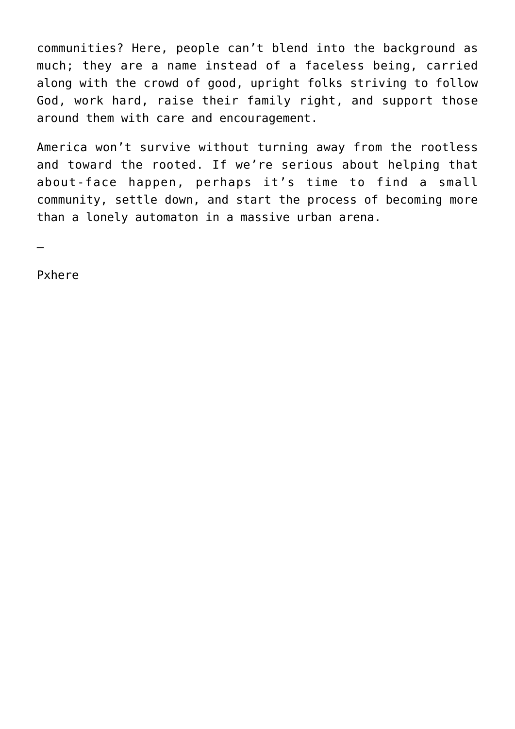communities? Here, people can’t blend into the background as much; they are a name instead of a faceless being, carried along with the crowd of good, upright folks striving to follow God, work hard, raise their family right, and support those around them with care and encouragement.

America won’t survive without turning away from the rootless and toward the rooted. If we’re serious about helping that about-face happen, perhaps it’s time to find a small community, settle down, and start the process of becoming more than a lonely automaton in a massive urban arena.

—

Pxhere